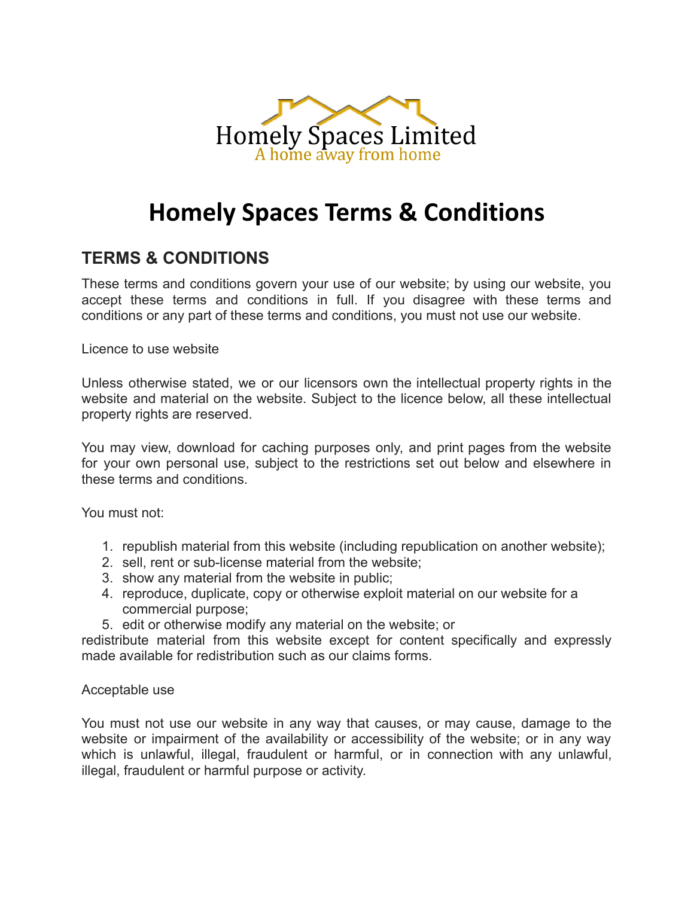Homely Spaces Limited
A home away from home

# Homely Spaces Terms & Conditions

## TERMS & CONDITIONS

These terms and conditions govern your use of our website; by using our website, you accept these terms and conditions in full. If you disagree with these terms and conditions or any part of these terms and conditions, you must not use our website.

Licence to use website

Unless otherwise stated, we or our licensors own the intellectual property rights in the website and material on the website. Subject to the licence below, all these intellectual property rights are reserved.

You may view, download for caching purposes only, and print pages from the website for your own personal use, subject to the restrictions set out below and elsewhere in these terms and conditions.

You must not:

1. republish material from this website (including republication on another website);
2. sell, rent or sub-license material from the website;
3. show any material from the website in public;
4. reproduce, duplicate, copy or otherwise exploit material on our website for a commercial purpose;
5. edit or otherwise modify any material on the website; or

redistribute material from this website except for content specifically and expressly made available for redistribution such as our claims forms.

Acceptable use

You must not use our website in any way that causes, or may cause, damage to the website or impairment of the availability or accessibility of the website; or in any way which is unlawful, illegal, fraudulent or harmful, or in connection with any unlawful, illegal, fraudulent or harmful purpose or activity.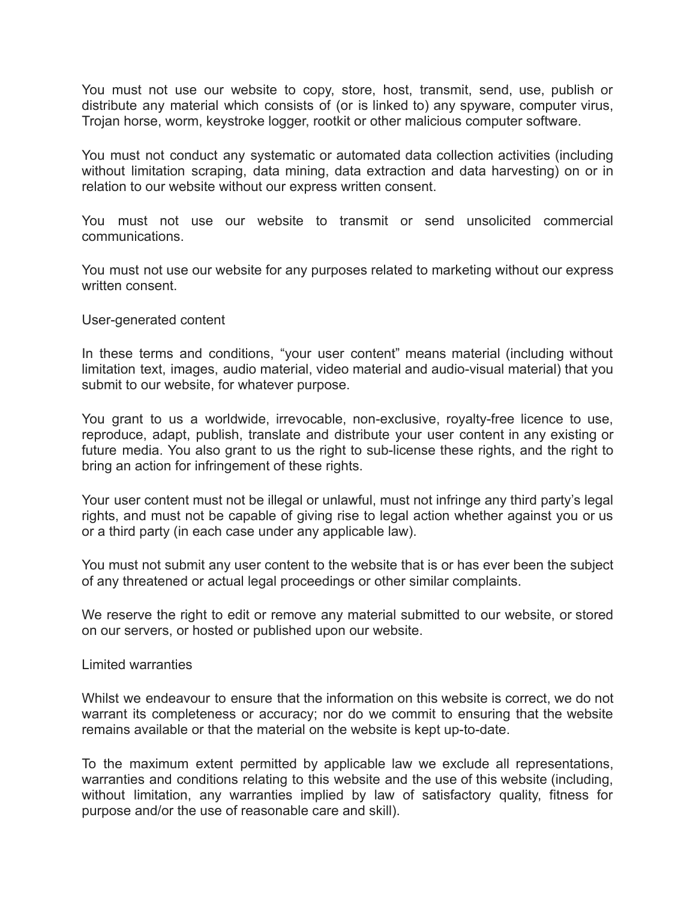You must not use our website to copy, store, host, transmit, send, use, publish or distribute any material which consists of (or is linked to) any spyware, computer virus, Trojan horse, worm, keystroke logger, rootkit or other malicious computer software.

You must not conduct any systematic or automated data collection activities (including without limitation scraping, data mining, data extraction and data harvesting) on or in relation to our website without our express written consent.

You must not use our website to transmit or send unsolicited commercial communications.

You must not use our website for any purposes related to marketing without our express written consent.

## User-generated content

In these terms and conditions, “your user content” means material (including without limitation text, images, audio material, video material and audio-visual material) that you submit to our website, for whatever purpose.

You grant to us a worldwide, irrevocable, non-exclusive, royalty-free licence to use, reproduce, adapt, publish, translate and distribute your user content in any existing or future media. You also grant to us the right to sub-license these rights, and the right to bring an action for infringement of these rights.

Your user content must not be illegal or unlawful, must not infringe any third party’s legal rights, and must not be capable of giving rise to legal action whether against you or us or a third party (in each case under any applicable law).

You must not submit any user content to the website that is or has ever been the subject of any threatened or actual legal proceedings or other similar complaints.

We reserve the right to edit or remove any material submitted to our website, or stored on our servers, or hosted or published upon our website.

## Limited warranties

Whilst we endeavour to ensure that the information on this website is correct, we do not warrant its completeness or accuracy; nor do we commit to ensuring that the website remains available or that the material on the website is kept up-to-date.

To the maximum extent permitted by applicable law we exclude all representations, warranties and conditions relating to this website and the use of this website (including, without limitation, any warranties implied by law of satisfactory quality, fitness for purpose and/or the use of reasonable care and skill).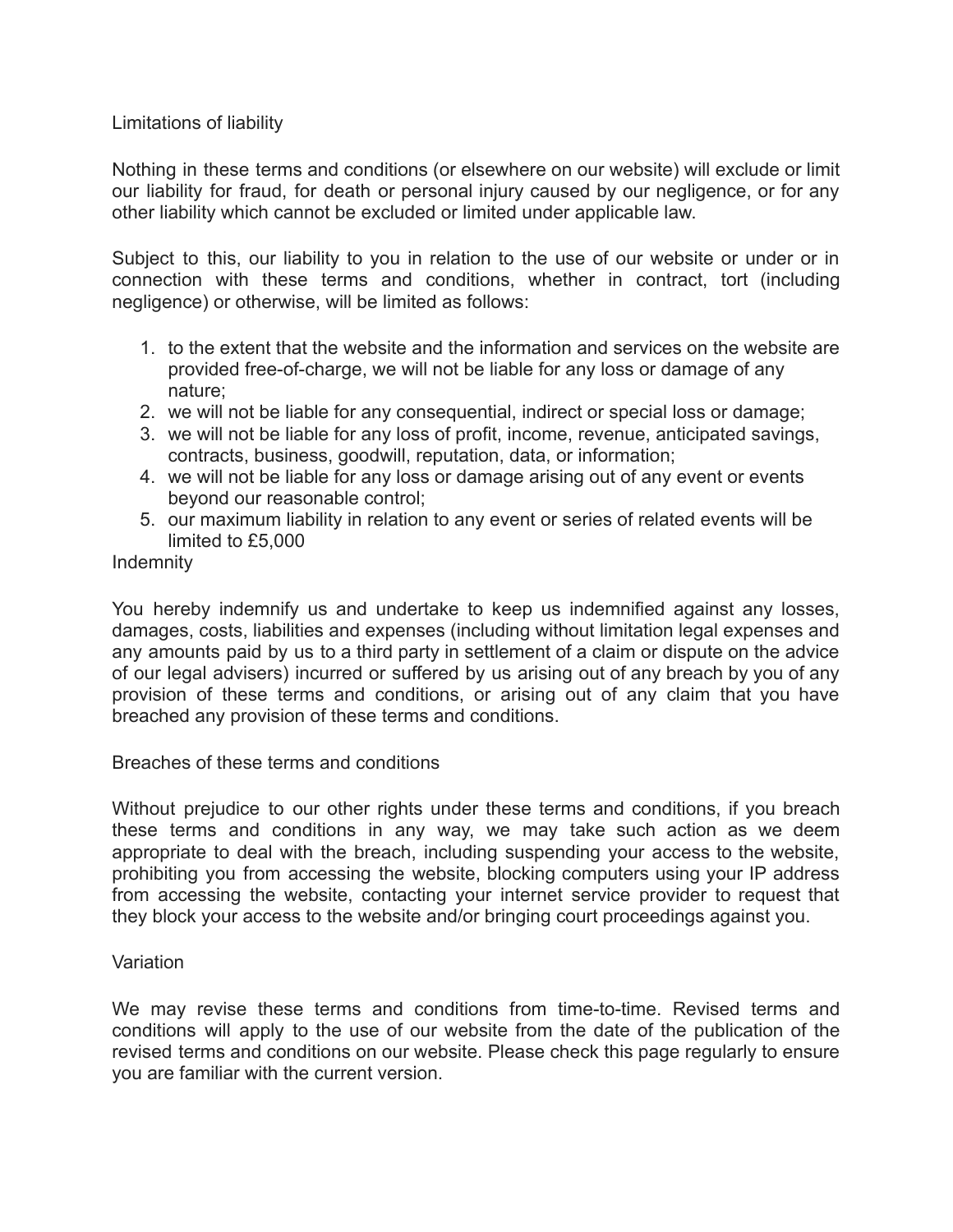## Limitations of liability

Nothing in these terms and conditions (or elsewhere on our website) will exclude or limit our liability for fraud, for death or personal injury caused by our negligence, or for any other liability which cannot be excluded or limited under applicable law.

Subject to this, our liability to you in relation to the use of our website or under or in connection with these terms and conditions, whether in contract, tort (including negligence) or otherwise, will be limited as follows:

1. to the extent that the website and the information and services on the website are provided free-of-charge, we will not be liable for any loss or damage of any nature;
2. we will not be liable for any consequential, indirect or special loss or damage;
3. we will not be liable for any loss of profit, income, revenue, anticipated savings, contracts, business, goodwill, reputation, data, or information;
4. we will not be liable for any loss or damage arising out of any event or events beyond our reasonable control;
5. our maximum liability in relation to any event or series of related events will be limited to £5,000

## Indemnity

You hereby indemnify us and undertake to keep us indemnified against any losses, damages, costs, liabilities and expenses (including without limitation legal expenses and any amounts paid by us to a third party in settlement of a claim or dispute on the advice of our legal advisers) incurred or suffered by us arising out of any breach by you of any provision of these terms and conditions, or arising out of any claim that you have breached any provision of these terms and conditions.

## Breaches of these terms and conditions

Without prejudice to our other rights under these terms and conditions, if you breach these terms and conditions in any way, we may take such action as we deem appropriate to deal with the breach, including suspending your access to the website, prohibiting you from accessing the website, blocking computers using your IP address from accessing the website, contacting your internet service provider to request that they block your access to the website and/or bringing court proceedings against you.

## Variation

We may revise these terms and conditions from time-to-time. Revised terms and conditions will apply to the use of our website from the date of the publication of the revised terms and conditions on our website. Please check this page regularly to ensure you are familiar with the current version.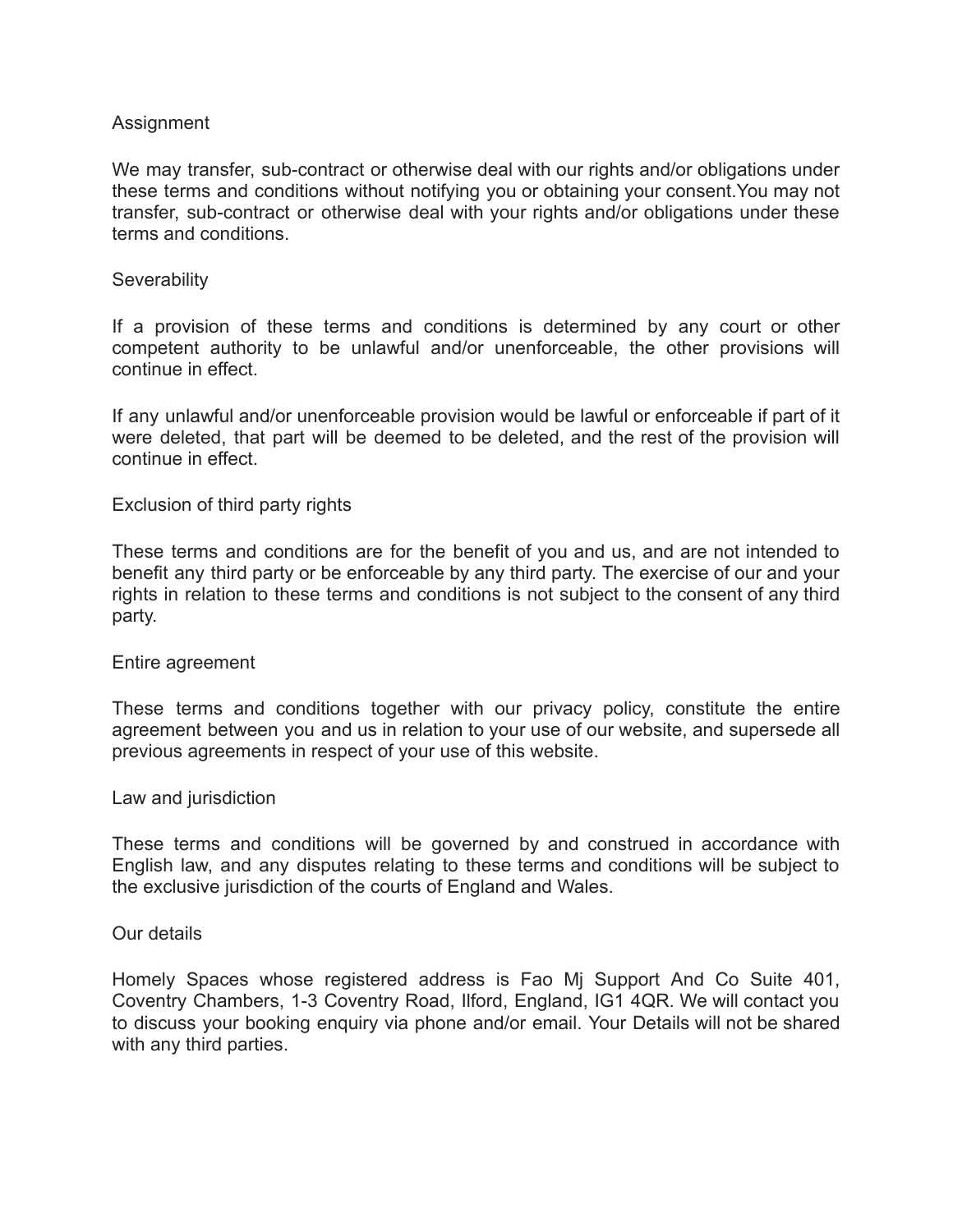## Assignment

We may transfer, sub-contract or otherwise deal with our rights and/or obligations under these terms and conditions without notifying you or obtaining your consent.You may not transfer, sub-contract or otherwise deal with your rights and/or obligations under these terms and conditions.

## Severability

If a provision of these terms and conditions is determined by any court or other competent authority to be unlawful and/or unenforceable, the other provisions will continue in effect.

If any unlawful and/or unenforceable provision would be lawful or enforceable if part of it were deleted, that part will be deemed to be deleted, and the rest of the provision will continue in effect.

## Exclusion of third party rights

These terms and conditions are for the benefit of you and us, and are not intended to benefit any third party or be enforceable by any third party. The exercise of our and your rights in relation to these terms and conditions is not subject to the consent of any third party.

## Entire agreement

These terms and conditions together with our privacy policy, constitute the entire agreement between you and us in relation to your use of our website, and supersede all previous agreements in respect of your use of this website.

## Law and jurisdiction

These terms and conditions will be governed by and construed in accordance with English law, and any disputes relating to these terms and conditions will be subject to the exclusive jurisdiction of the courts of England and Wales.

## Our details

Homely Spaces whose registered address is Fao Mj Support And Co Suite 401, Coventry Chambers, 1-3 Coventry Road, Ilford, England, IG1 4QR. We will contact you to discuss your booking enquiry via phone and/or email. Your Details will not be shared with any third parties.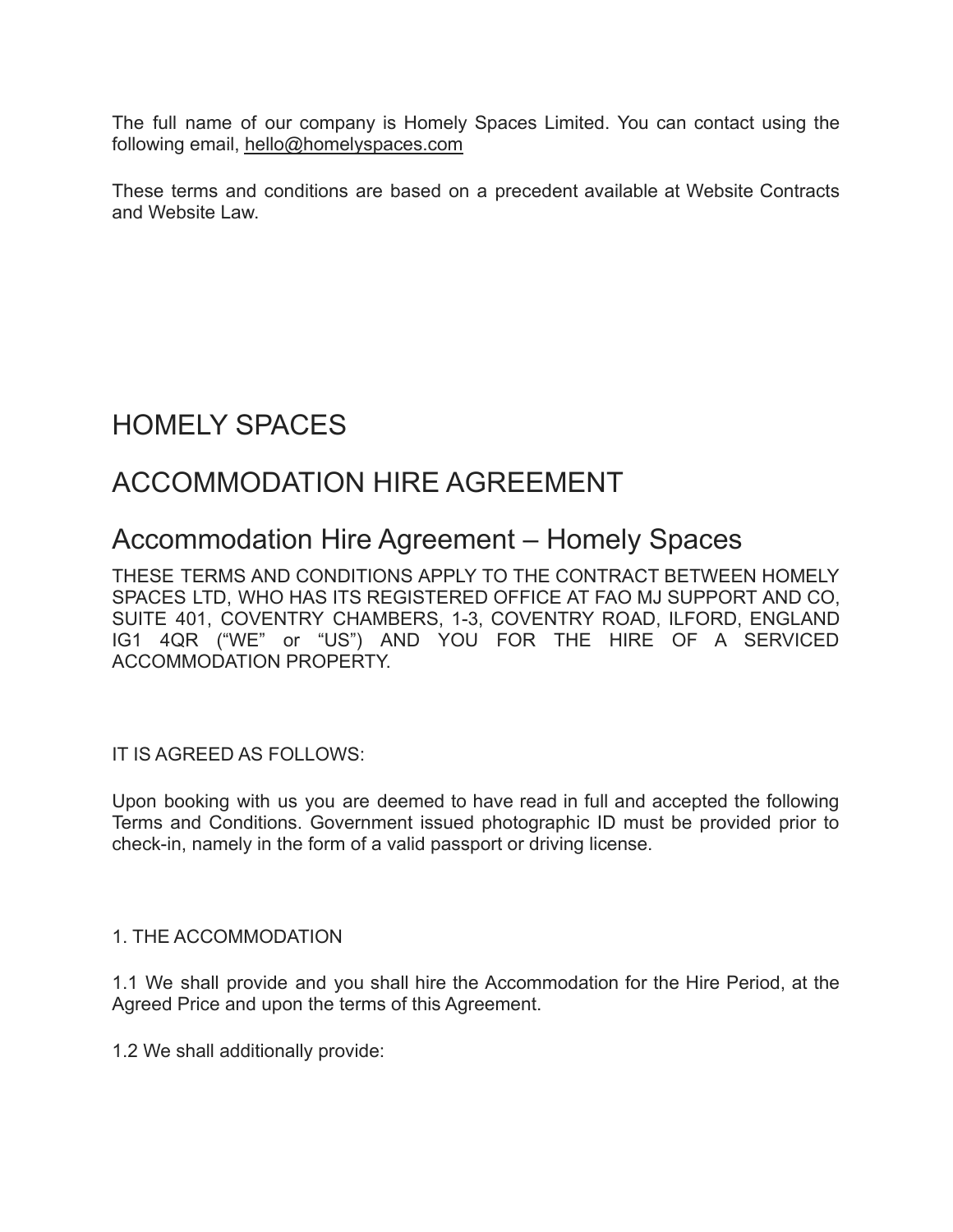The full name of our company is Homely Spaces Limited. You can contact using the following email, hello@homelyspaces.com

These terms and conditions are based on a precedent available at Website Contracts and Website Law.

# HOMELY SPACES

# ACCOMMODATION HIRE AGREEMENT

## Accommodation Hire Agreement – Homely Spaces

THESE TERMS AND CONDITIONS APPLY TO THE CONTRACT BETWEEN HOMELY SPACES LTD, WHO HAS ITS REGISTERED OFFICE AT FAO MJ SUPPORT AND CO, SUITE 401, COVENTRY CHAMBERS, 1-3, COVENTRY ROAD, ILFORD, ENGLAND IG1 4QR ("WE" or "US") AND YOU FOR THE HIRE OF A SERVICED ACCOMMODATION PROPERTY.

IT IS AGREED AS FOLLOWS:

Upon booking with us you are deemed to have read in full and accepted the following Terms and Conditions. Government issued photographic ID must be provided prior to check-in, namely in the form of a valid passport or driving license.

1. THE ACCOMMODATION

1.1 We shall provide and you shall hire the Accommodation for the Hire Period, at the Agreed Price and upon the terms of this Agreement.

1.2 We shall additionally provide: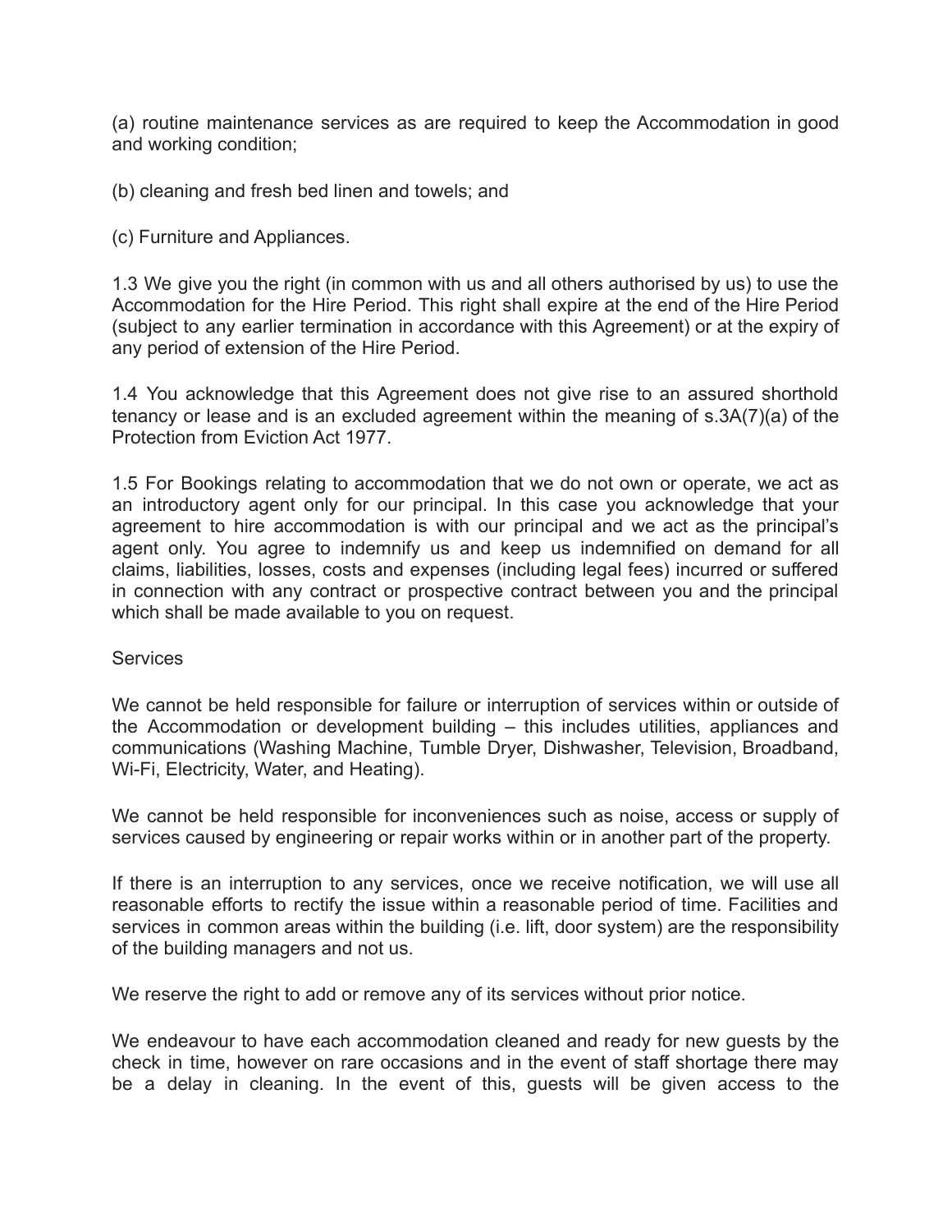(a) routine maintenance services as are required to keep the Accommodation in good and working condition;

(b) cleaning and fresh bed linen and towels; and

(c) Furniture and Appliances.

1.3 We give you the right (in common with us and all others authorised by us) to use the Accommodation for the Hire Period. This right shall expire at the end of the Hire Period (subject to any earlier termination in accordance with this Agreement) or at the expiry of any period of extension of the Hire Period.

1.4 You acknowledge that this Agreement does not give rise to an assured shorthold tenancy or lease and is an excluded agreement within the meaning of s.3A(7)(a) of the Protection from Eviction Act 1977.

1.5 For Bookings relating to accommodation that we do not own or operate, we act as an introductory agent only for our principal. In this case you acknowledge that your agreement to hire accommodation is with our principal and we act as the principal's agent only. You agree to indemnify us and keep us indemnified on demand for all claims, liabilities, losses, costs and expenses (including legal fees) incurred or suffered in connection with any contract or prospective contract between you and the principal which shall be made available to you on request.

## Services

We cannot be held responsible for failure or interruption of services within or outside of the Accommodation or development building – this includes utilities, appliances and communications (Washing Machine, Tumble Dryer, Dishwasher, Television, Broadband, Wi-Fi, Electricity, Water, and Heating).

We cannot be held responsible for inconveniences such as noise, access or supply of services caused by engineering or repair works within or in another part of the property.

If there is an interruption to any services, once we receive notification, we will use all reasonable efforts to rectify the issue within a reasonable period of time. Facilities and services in common areas within the building (i.e. lift, door system) are the responsibility of the building managers and not us.

We reserve the right to add or remove any of its services without prior notice.

We endeavour to have each accommodation cleaned and ready for new guests by the check in time, however on rare occasions and in the event of staff shortage there may be a delay in cleaning. In the event of this, guests will be given access to the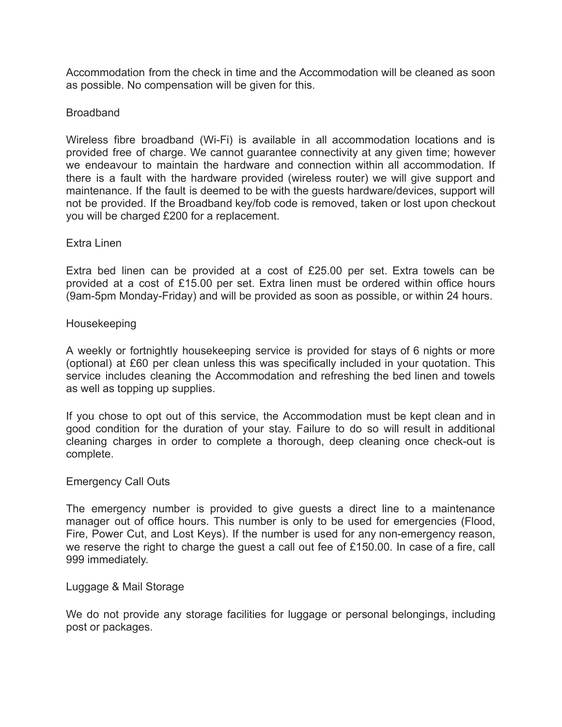Accommodation from the check in time and the Accommodation will be cleaned as soon as possible. No compensation will be given for this.

## Broadband

Wireless fibre broadband (Wi-Fi) is available in all accommodation locations and is provided free of charge. We cannot guarantee connectivity at any given time; however we endeavour to maintain the hardware and connection within all accommodation. If there is a fault with the hardware provided (wireless router) we will give support and maintenance. If the fault is deemed to be with the guests hardware/devices, support will not be provided. If the Broadband key/fob code is removed, taken or lost upon checkout you will be charged £200 for a replacement.

## Extra Linen

Extra bed linen can be provided at a cost of £25.00 per set. Extra towels can be provided at a cost of £15.00 per set. Extra linen must be ordered within office hours (9am-5pm Monday-Friday) and will be provided as soon as possible, or within 24 hours.

## Housekeeping

A weekly or fortnightly housekeeping service is provided for stays of 6 nights or more (optional) at £60 per clean unless this was specifically included in your quotation. This service includes cleaning the Accommodation and refreshing the bed linen and towels as well as topping up supplies.

If you chose to opt out of this service, the Accommodation must be kept clean and in good condition for the duration of your stay. Failure to do so will result in additional cleaning charges in order to complete a thorough, deep cleaning once check-out is complete.

## Emergency Call Outs

The emergency number is provided to give guests a direct line to a maintenance manager out of office hours. This number is only to be used for emergencies (Flood, Fire, Power Cut, and Lost Keys). If the number is used for any non-emergency reason, we reserve the right to charge the guest a call out fee of £150.00. In case of a fire, call 999 immediately.

## Luggage & Mail Storage

We do not provide any storage facilities for luggage or personal belongings, including post or packages.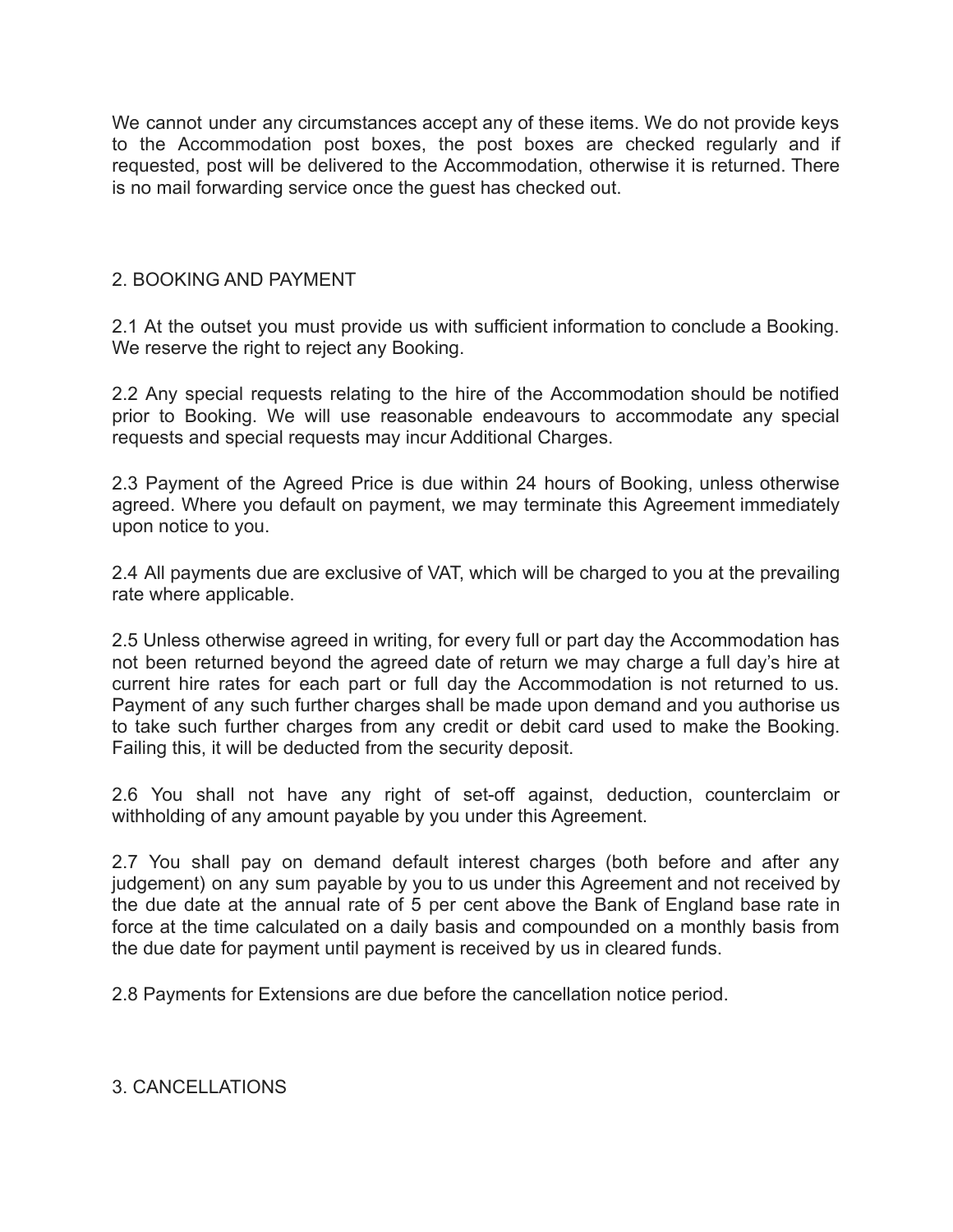We cannot under any circumstances accept any of these items. We do not provide keys to the Accommodation post boxes, the post boxes are checked regularly and if requested, post will be delivered to the Accommodation, otherwise it is returned. There is no mail forwarding service once the guest has checked out.

## 2. BOOKING AND PAYMENT

2.1 At the outset you must provide us with sufficient information to conclude a Booking. We reserve the right to reject any Booking.

2.2 Any special requests relating to the hire of the Accommodation should be notified prior to Booking. We will use reasonable endeavours to accommodate any special requests and special requests may incur Additional Charges.

2.3 Payment of the Agreed Price is due within 24 hours of Booking, unless otherwise agreed. Where you default on payment, we may terminate this Agreement immediately upon notice to you.

2.4 All payments due are exclusive of VAT, which will be charged to you at the prevailing rate where applicable.

2.5 Unless otherwise agreed in writing, for every full or part day the Accommodation has not been returned beyond the agreed date of return we may charge a full day's hire at current hire rates for each part or full day the Accommodation is not returned to us. Payment of any such further charges shall be made upon demand and you authorise us to take such further charges from any credit or debit card used to make the Booking. Failing this, it will be deducted from the security deposit.

2.6 You shall not have any right of set-off against, deduction, counterclaim or withholding of any amount payable by you under this Agreement.

2.7 You shall pay on demand default interest charges (both before and after any judgement) on any sum payable by you to us under this Agreement and not received by the due date at the annual rate of 5 per cent above the Bank of England base rate in force at the time calculated on a daily basis and compounded on a monthly basis from the due date for payment until payment is received by us in cleared funds.

2.8 Payments for Extensions are due before the cancellation notice period.

## 3. CANCELLATIONS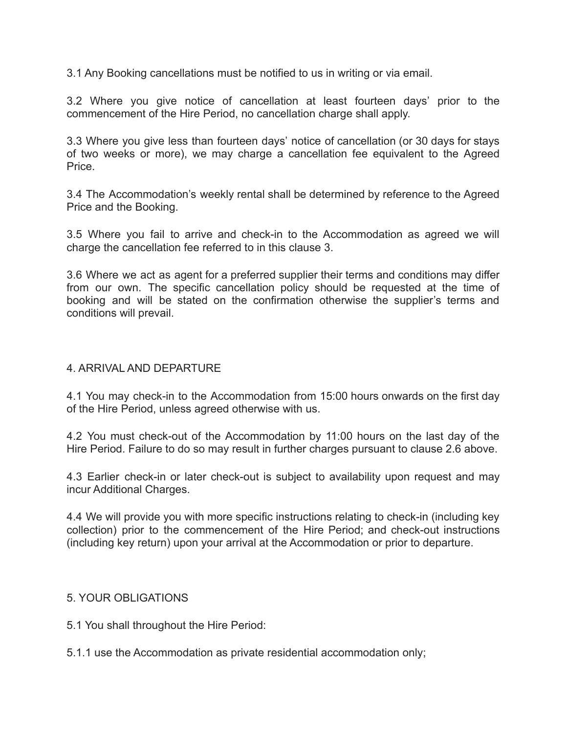3.1 Any Booking cancellations must be notified to us in writing or via email.

3.2 Where you give notice of cancellation at least fourteen days' prior to the commencement of the Hire Period, no cancellation charge shall apply.

3.3 Where you give less than fourteen days' notice of cancellation (or 30 days for stays of two weeks or more), we may charge a cancellation fee equivalent to the Agreed Price.

3.4 The Accommodation's weekly rental shall be determined by reference to the Agreed Price and the Booking.

3.5 Where you fail to arrive and check-in to the Accommodation as agreed we will charge the cancellation fee referred to in this clause 3.

3.6 Where we act as agent for a preferred supplier their terms and conditions may differ from our own. The specific cancellation policy should be requested at the time of booking and will be stated on the confirmation otherwise the supplier's terms and conditions will prevail.

## 4. ARRIVAL AND DEPARTURE

4.1 You may check-in to the Accommodation from 15:00 hours onwards on the first day of the Hire Period, unless agreed otherwise with us.

4.2 You must check-out of the Accommodation by 11:00 hours on the last day of the Hire Period. Failure to do so may result in further charges pursuant to clause 2.6 above.

4.3 Earlier check-in or later check-out is subject to availability upon request and may incur Additional Charges.

4.4 We will provide you with more specific instructions relating to check-in (including key collection) prior to the commencement of the Hire Period; and check-out instructions (including key return) upon your arrival at the Accommodation or prior to departure.

## 5. YOUR OBLIGATIONS

5.1 You shall throughout the Hire Period:

5.1.1 use the Accommodation as private residential accommodation only;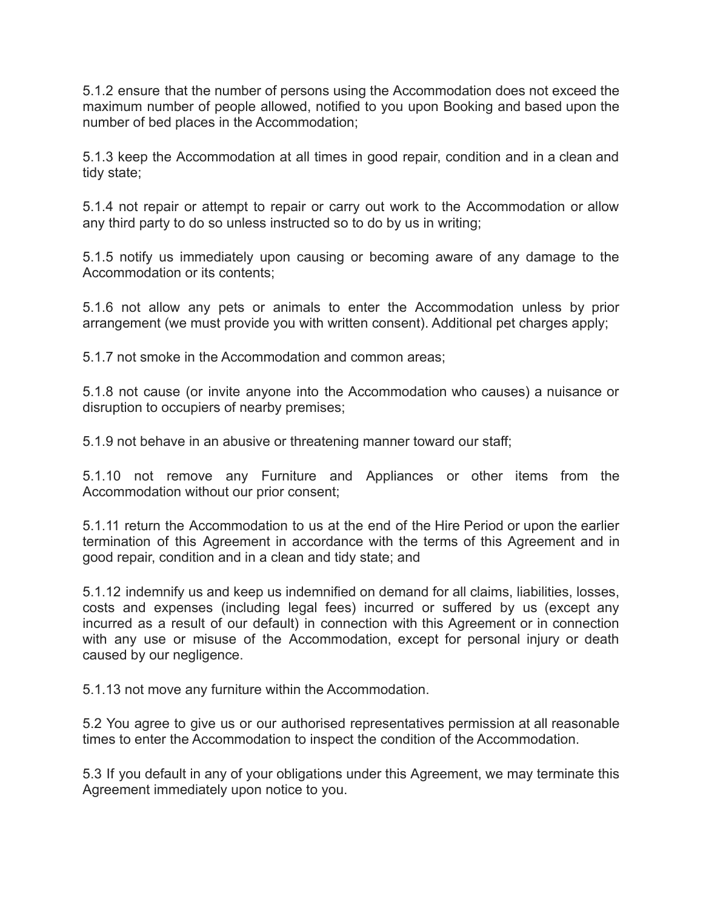5.1.2 ensure that the number of persons using the Accommodation does not exceed the maximum number of people allowed, notified to you upon Booking and based upon the number of bed places in the Accommodation;

5.1.3 keep the Accommodation at all times in good repair, condition and in a clean and tidy state;

5.1.4 not repair or attempt to repair or carry out work to the Accommodation or allow any third party to do so unless instructed so to do by us in writing;

5.1.5 notify us immediately upon causing or becoming aware of any damage to the Accommodation or its contents;

5.1.6 not allow any pets or animals to enter the Accommodation unless by prior arrangement (we must provide you with written consent). Additional pet charges apply;

5.1.7 not smoke in the Accommodation and common areas;

5.1.8 not cause (or invite anyone into the Accommodation who causes) a nuisance or disruption to occupiers of nearby premises;

5.1.9 not behave in an abusive or threatening manner toward our staff;

5.1.10 not remove any Furniture and Appliances or other items from the Accommodation without our prior consent;

5.1.11 return the Accommodation to us at the end of the Hire Period or upon the earlier termination of this Agreement in accordance with the terms of this Agreement and in good repair, condition and in a clean and tidy state; and

5.1.12 indemnify us and keep us indemnified on demand for all claims, liabilities, losses, costs and expenses (including legal fees) incurred or suffered by us (except any incurred as a result of our default) in connection with this Agreement or in connection with any use or misuse of the Accommodation, except for personal injury or death caused by our negligence.

5.1.13 not move any furniture within the Accommodation.

5.2 You agree to give us or our authorised representatives permission at all reasonable times to enter the Accommodation to inspect the condition of the Accommodation.

5.3 If you default in any of your obligations under this Agreement, we may terminate this Agreement immediately upon notice to you.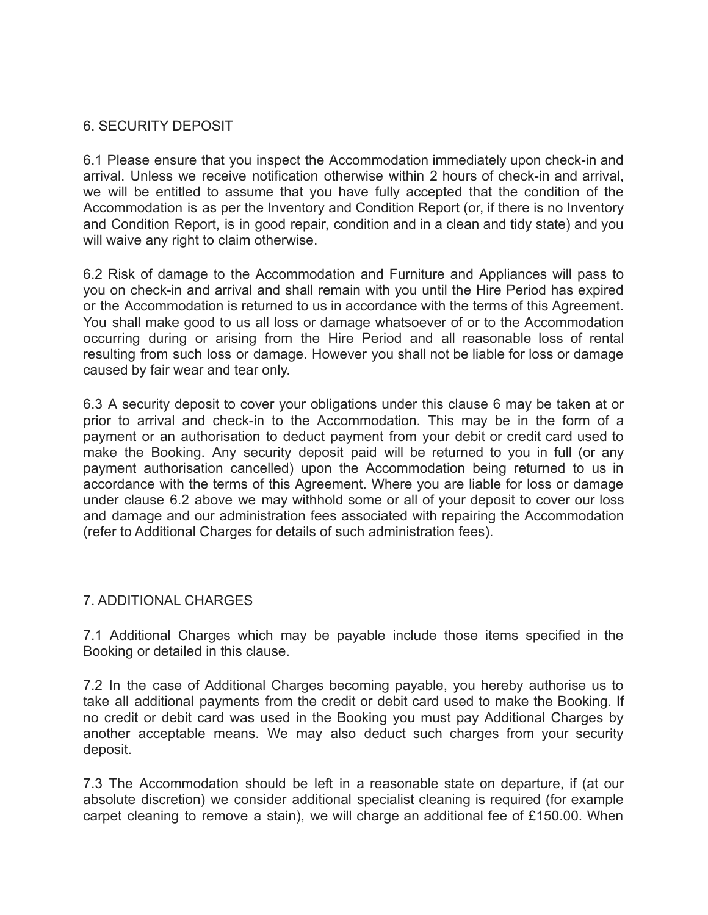## 6. SECURITY DEPOSIT

6.1 Please ensure that you inspect the Accommodation immediately upon check-in and arrival. Unless we receive notification otherwise within 2 hours of check-in and arrival, we will be entitled to assume that you have fully accepted that the condition of the Accommodation is as per the Inventory and Condition Report (or, if there is no Inventory and Condition Report, is in good repair, condition and in a clean and tidy state) and you will waive any right to claim otherwise.

6.2 Risk of damage to the Accommodation and Furniture and Appliances will pass to you on check-in and arrival and shall remain with you until the Hire Period has expired or the Accommodation is returned to us in accordance with the terms of this Agreement. You shall make good to us all loss or damage whatsoever of or to the Accommodation occurring during or arising from the Hire Period and all reasonable loss of rental resulting from such loss or damage. However you shall not be liable for loss or damage caused by fair wear and tear only.

6.3 A security deposit to cover your obligations under this clause 6 may be taken at or prior to arrival and check-in to the Accommodation. This may be in the form of a payment or an authorisation to deduct payment from your debit or credit card used to make the Booking. Any security deposit paid will be returned to you in full (or any payment authorisation cancelled) upon the Accommodation being returned to us in accordance with the terms of this Agreement. Where you are liable for loss or damage under clause 6.2 above we may withhold some or all of your deposit to cover our loss and damage and our administration fees associated with repairing the Accommodation (refer to Additional Charges for details of such administration fees).

## 7. ADDITIONAL CHARGES

7.1 Additional Charges which may be payable include those items specified in the Booking or detailed in this clause.

7.2 In the case of Additional Charges becoming payable, you hereby authorise us to take all additional payments from the credit or debit card used to make the Booking. If no credit or debit card was used in the Booking you must pay Additional Charges by another acceptable means. We may also deduct such charges from your security deposit.

7.3 The Accommodation should be left in a reasonable state on departure, if (at our absolute discretion) we consider additional specialist cleaning is required (for example carpet cleaning to remove a stain), we will charge an additional fee of £150.00. When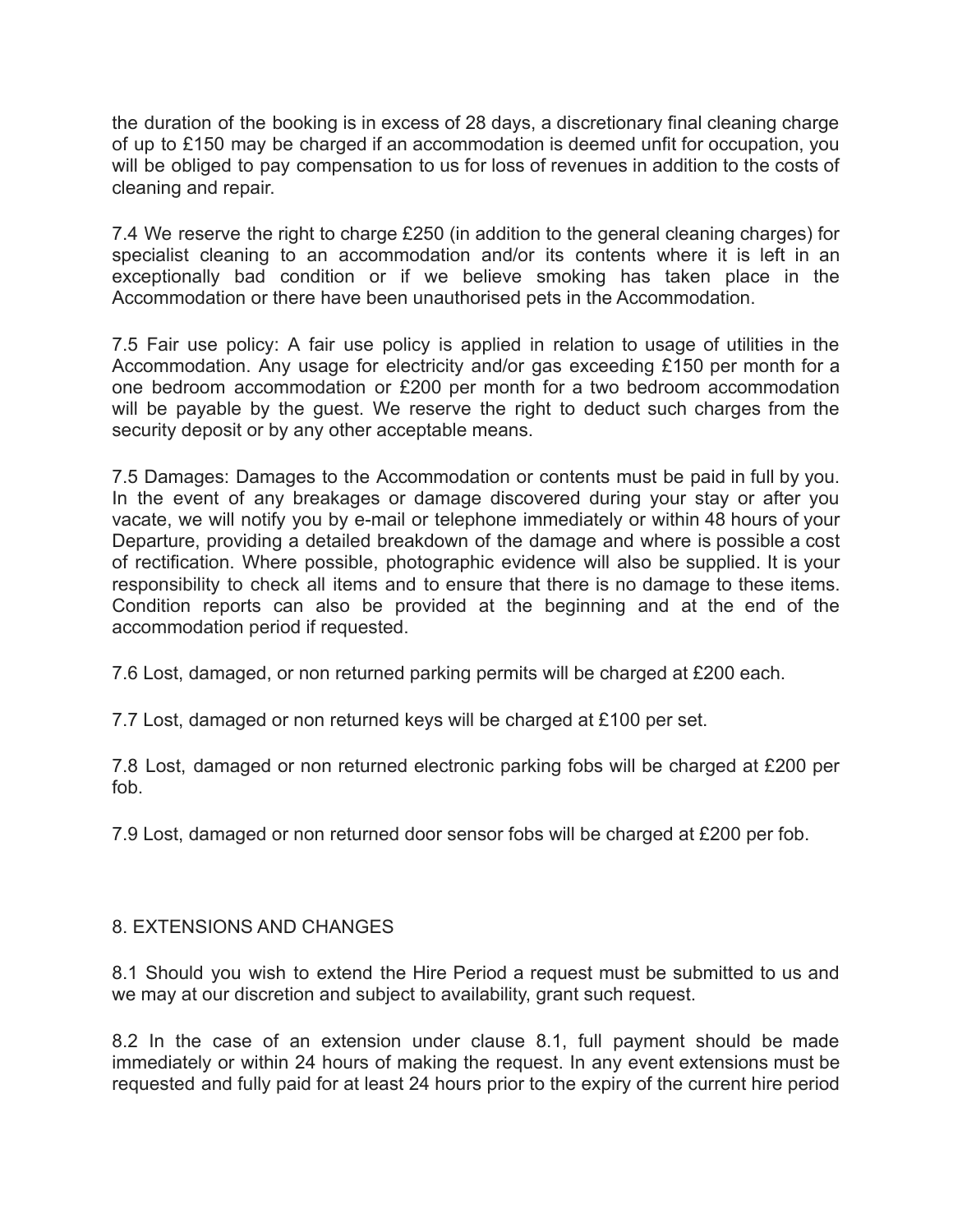the duration of the booking is in excess of 28 days, a discretionary final cleaning charge of up to £150 may be charged if an accommodation is deemed unfit for occupation, you will be obliged to pay compensation to us for loss of revenues in addition to the costs of cleaning and repair.

7.4 We reserve the right to charge £250 (in addition to the general cleaning charges) for specialist cleaning to an accommodation and/or its contents where it is left in an exceptionally bad condition or if we believe smoking has taken place in the Accommodation or there have been unauthorised pets in the Accommodation.

7.5 Fair use policy: A fair use policy is applied in relation to usage of utilities in the Accommodation. Any usage for electricity and/or gas exceeding £150 per month for a one bedroom accommodation or £200 per month for a two bedroom accommodation will be payable by the guest. We reserve the right to deduct such charges from the security deposit or by any other acceptable means.

7.5 Damages: Damages to the Accommodation or contents must be paid in full by you. In the event of any breakages or damage discovered during your stay or after you vacate, we will notify you by e-mail or telephone immediately or within 48 hours of your Departure, providing a detailed breakdown of the damage and where is possible a cost of rectification. Where possible, photographic evidence will also be supplied. It is your responsibility to check all items and to ensure that there is no damage to these items. Condition reports can also be provided at the beginning and at the end of the accommodation period if requested.

7.6 Lost, damaged, or non returned parking permits will be charged at £200 each.

7.7 Lost, damaged or non returned keys will be charged at £100 per set.

7.8 Lost, damaged or non returned electronic parking fobs will be charged at £200 per fob.

7.9 Lost, damaged or non returned door sensor fobs will be charged at £200 per fob.

## 8. EXTENSIONS AND CHANGES

8.1 Should you wish to extend the Hire Period a request must be submitted to us and we may at our discretion and subject to availability, grant such request.

8.2 In the case of an extension under clause 8.1, full payment should be made immediately or within 24 hours of making the request. In any event extensions must be requested and fully paid for at least 24 hours prior to the expiry of the current hire period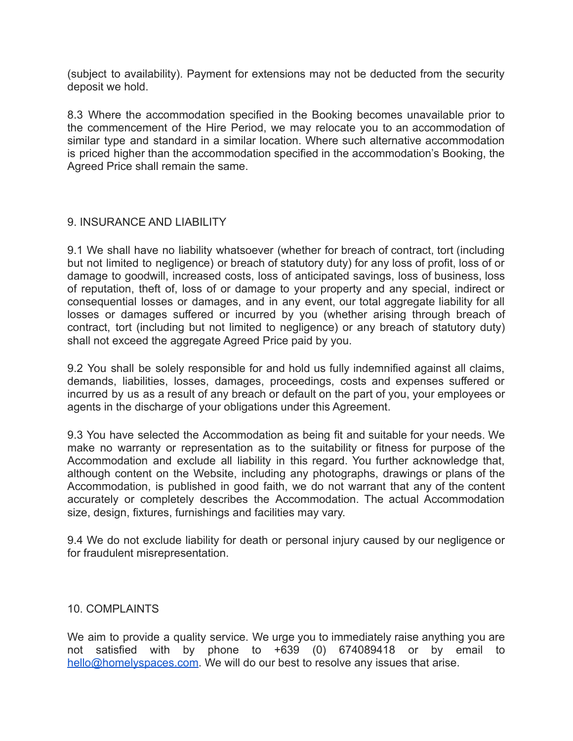(subject to availability). Payment for extensions may not be deducted from the security deposit we hold.

8.3 Where the accommodation specified in the Booking becomes unavailable prior to the commencement of the Hire Period, we may relocate you to an accommodation of similar type and standard in a similar location. Where such alternative accommodation is priced higher than the accommodation specified in the accommodation's Booking, the Agreed Price shall remain the same.

## 9. INSURANCE AND LIABILITY

9.1 We shall have no liability whatsoever (whether for breach of contract, tort (including but not limited to negligence) or breach of statutory duty) for any loss of profit, loss of or damage to goodwill, increased costs, loss of anticipated savings, loss of business, loss of reputation, theft of, loss of or damage to your property and any special, indirect or consequential losses or damages, and in any event, our total aggregate liability for all losses or damages suffered or incurred by you (whether arising through breach of contract, tort (including but not limited to negligence) or any breach of statutory duty) shall not exceed the aggregate Agreed Price paid by you.

9.2 You shall be solely responsible for and hold us fully indemnified against all claims, demands, liabilities, losses, damages, proceedings, costs and expenses suffered or incurred by us as a result of any breach or default on the part of you, your employees or agents in the discharge of your obligations under this Agreement.

9.3 You have selected the Accommodation as being fit and suitable for your needs. We make no warranty or representation as to the suitability or fitness for purpose of the Accommodation and exclude all liability in this regard. You further acknowledge that, although content on the Website, including any photographs, drawings or plans of the Accommodation, is published in good faith, we do not warrant that any of the content accurately or completely describes the Accommodation. The actual Accommodation size, design, fixtures, furnishings and facilities may vary.

9.4 We do not exclude liability for death or personal injury caused by our negligence or for fraudulent misrepresentation.

## 10. COMPLAINTS

We aim to provide a quality service. We urge you to immediately raise anything you are not satisfied with by phone to +639 (0) 674089418 or by email to hello@homelyspaces.com. We will do our best to resolve any issues that arise.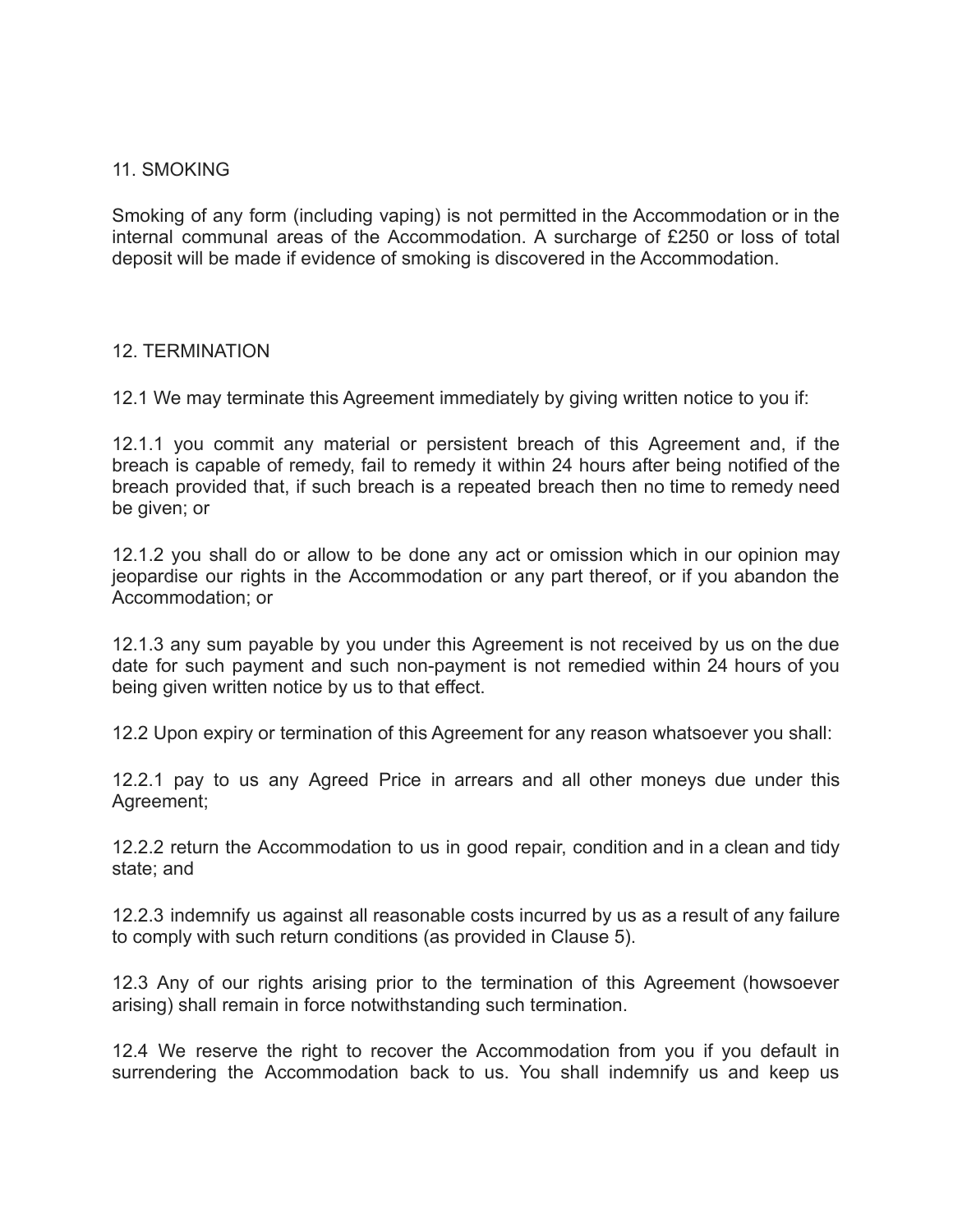## 11. SMOKING

Smoking of any form (including vaping) is not permitted in the Accommodation or in the internal communal areas of the Accommodation. A surcharge of £250 or loss of total deposit will be made if evidence of smoking is discovered in the Accommodation.

## 12. TERMINATION

12.1 We may terminate this Agreement immediately by giving written notice to you if:

12.1.1 you commit any material or persistent breach of this Agreement and, if the breach is capable of remedy, fail to remedy it within 24 hours after being notified of the breach provided that, if such breach is a repeated breach then no time to remedy need be given; or

12.1.2 you shall do or allow to be done any act or omission which in our opinion may jeopardise our rights in the Accommodation or any part thereof, or if you abandon the Accommodation; or

12.1.3 any sum payable by you under this Agreement is not received by us on the due date for such payment and such non-payment is not remedied within 24 hours of you being given written notice by us to that effect.

12.2 Upon expiry or termination of this Agreement for any reason whatsoever you shall:

12.2.1 pay to us any Agreed Price in arrears and all other moneys due under this Agreement;

12.2.2 return the Accommodation to us in good repair, condition and in a clean and tidy state; and

12.2.3 indemnify us against all reasonable costs incurred by us as a result of any failure to comply with such return conditions (as provided in Clause 5).

12.3 Any of our rights arising prior to the termination of this Agreement (howsoever arising) shall remain in force notwithstanding such termination.

12.4 We reserve the right to recover the Accommodation from you if you default in surrendering the Accommodation back to us. You shall indemnify us and keep us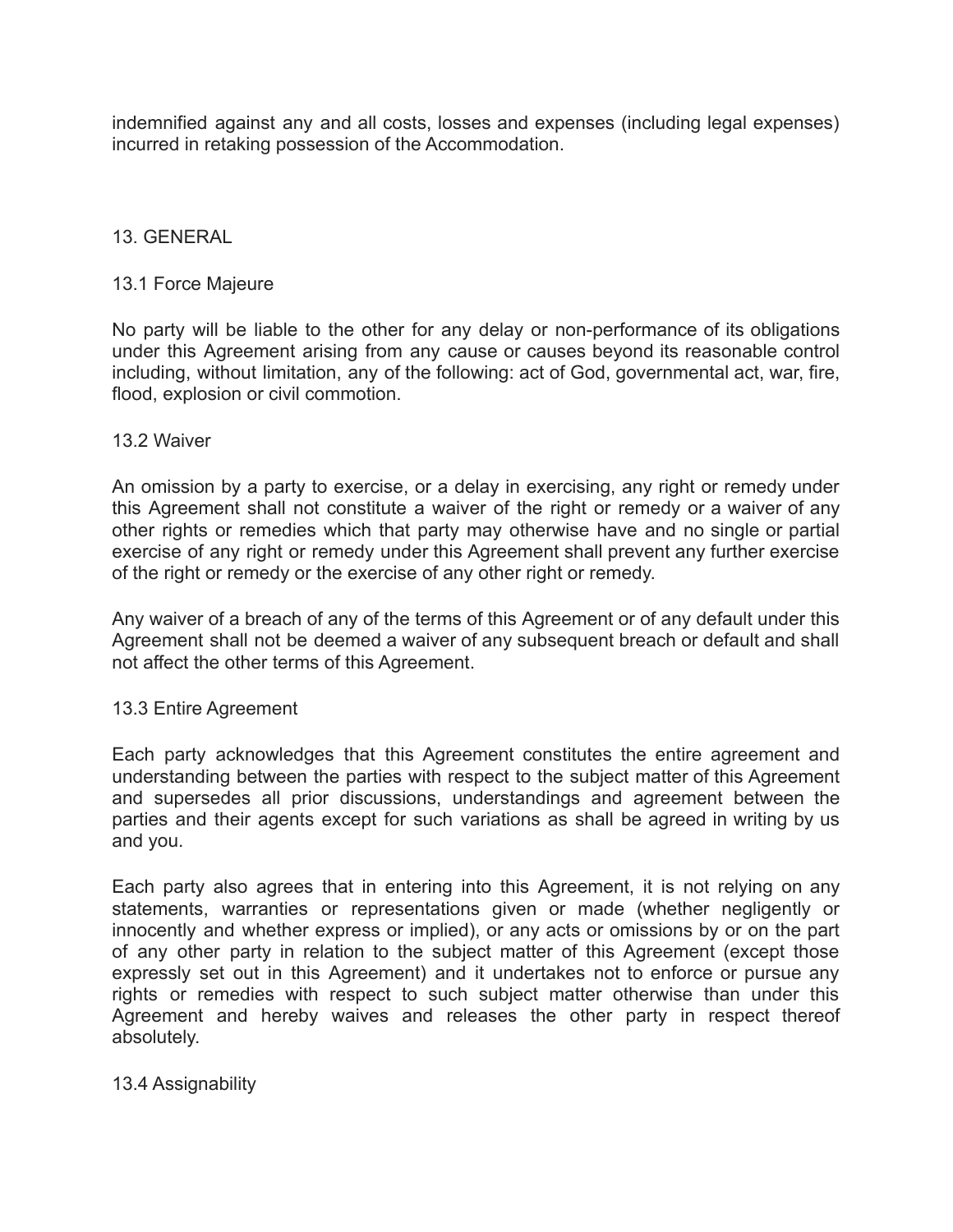indemnified against any and all costs, losses and expenses (including legal expenses) incurred in retaking possession of the Accommodation.

## 13. GENERAL

### 13.1 Force Majeure

No party will be liable to the other for any delay or non-performance of its obligations under this Agreement arising from any cause or causes beyond its reasonable control including, without limitation, any of the following: act of God, governmental act, war, fire, flood, explosion or civil commotion.

### 13.2 Waiver

An omission by a party to exercise, or a delay in exercising, any right or remedy under this Agreement shall not constitute a waiver of the right or remedy or a waiver of any other rights or remedies which that party may otherwise have and no single or partial exercise of any right or remedy under this Agreement shall prevent any further exercise of the right or remedy or the exercise of any other right or remedy.

Any waiver of a breach of any of the terms of this Agreement or of any default under this Agreement shall not be deemed a waiver of any subsequent breach or default and shall not affect the other terms of this Agreement.

### 13.3 Entire Agreement

Each party acknowledges that this Agreement constitutes the entire agreement and understanding between the parties with respect to the subject matter of this Agreement and supersedes all prior discussions, understandings and agreement between the parties and their agents except for such variations as shall be agreed in writing by us and you.

Each party also agrees that in entering into this Agreement, it is not relying on any statements, warranties or representations given or made (whether negligently or innocently and whether express or implied), or any acts or omissions by or on the part of any other party in relation to the subject matter of this Agreement (except those expressly set out in this Agreement) and it undertakes not to enforce or pursue any rights or remedies with respect to such subject matter otherwise than under this Agreement and hereby waives and releases the other party in respect thereof absolutely.

### 13.4 Assignability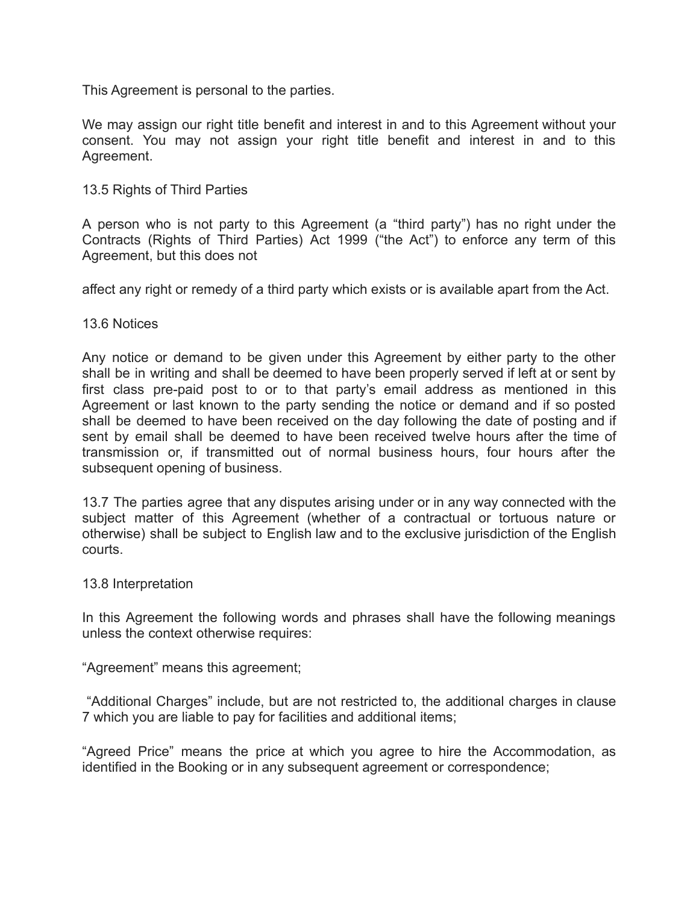This Agreement is personal to the parties.

We may assign our right title benefit and interest in and to this Agreement without your consent. You may not assign your right title benefit and interest in and to this Agreement.

13.5 Rights of Third Parties

A person who is not party to this Agreement (a "third party") has no right under the Contracts (Rights of Third Parties) Act 1999 ("the Act") to enforce any term of this Agreement, but this does not

affect any right or remedy of a third party which exists or is available apart from the Act.

13.6 Notices

Any notice or demand to be given under this Agreement by either party to the other shall be in writing and shall be deemed to have been properly served if left at or sent by first class pre-paid post to or to that party's email address as mentioned in this Agreement or last known to the party sending the notice or demand and if so posted shall be deemed to have been received on the day following the date of posting and if sent by email shall be deemed to have been received twelve hours after the time of transmission or, if transmitted out of normal business hours, four hours after the subsequent opening of business.

13.7 The parties agree that any disputes arising under or in any way connected with the subject matter of this Agreement (whether of a contractual or tortuous nature or otherwise) shall be subject to English law and to the exclusive jurisdiction of the English courts.

13.8 Interpretation

In this Agreement the following words and phrases shall have the following meanings unless the context otherwise requires:

"Agreement" means this agreement;

"Additional Charges" include, but are not restricted to, the additional charges in clause 7 which you are liable to pay for facilities and additional items;

"Agreed Price" means the price at which you agree to hire the Accommodation, as identified in the Booking or in any subsequent agreement or correspondence;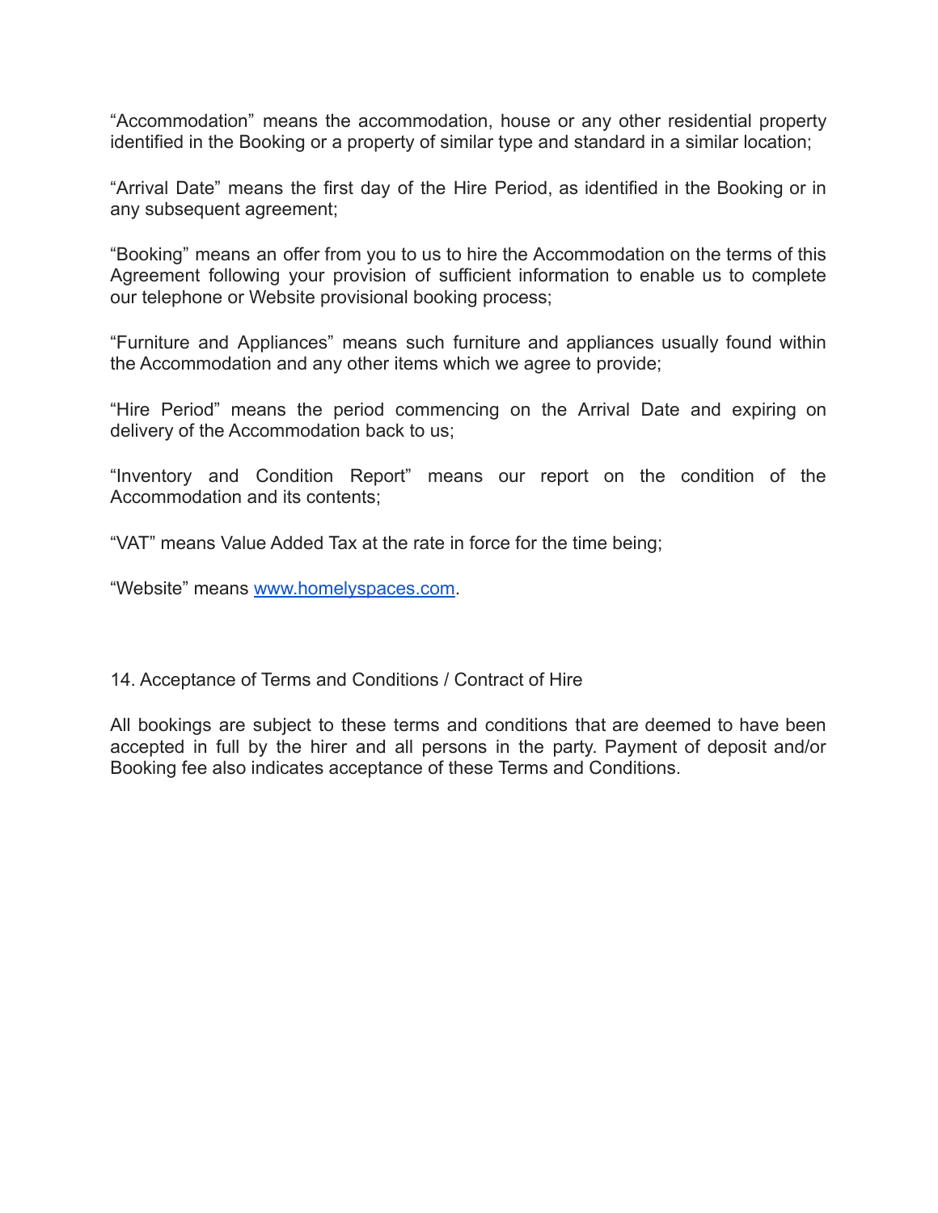“Accommodation” means the accommodation, house or any other residential property identified in the Booking or a property of similar type and standard in a similar location;

“Arrival Date” means the first day of the Hire Period, as identified in the Booking or in any subsequent agreement;

“Booking” means an offer from you to us to hire the Accommodation on the terms of this Agreement following your provision of sufficient information to enable us to complete our telephone or Website provisional booking process;

“Furniture and Appliances” means such furniture and appliances usually found within the Accommodation and any other items which we agree to provide;

“Hire Period” means the period commencing on the Arrival Date and expiring on delivery of the Accommodation back to us;

“Inventory and Condition Report” means our report on the condition of the Accommodation and its contents;

“VAT” means Value Added Tax at the rate in force for the time being;

“Website” means [www.homelyspaces.com](http://www.homelyspaces.com).

14. Acceptance of Terms and Conditions / Contract of Hire

All bookings are subject to these terms and conditions that are deemed to have been accepted in full by the hirer and all persons in the party. Payment of deposit and/or Booking fee also indicates acceptance of these Terms and Conditions.